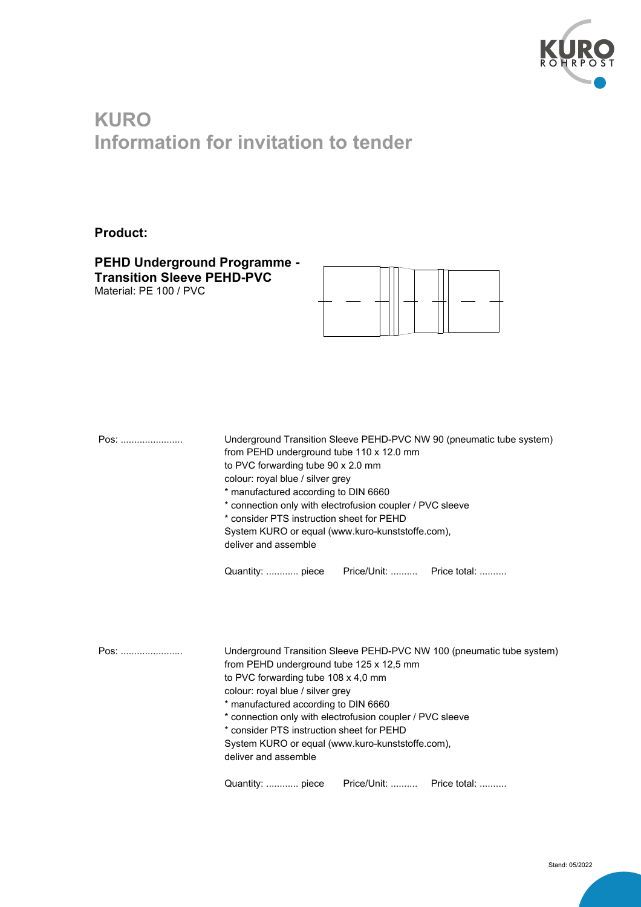# KURO
# Information for invitation to tender

**Product:**

**PEHD Underground Programme - Transition Sleeve PEHD-PVC**
Material: PE 100 / PVC

Pos: ......................

Underground Transition Sleeve PEHD-PVC NW 90 (pneumatic tube system)
from PEHD underground tube 110 x 12.0 mm
to PVC forwarding tube 90 x 2.0 mm
colour: royal blue / silver grey
* manufactured according to DIN 6660
* connection only with electrofusion coupler / PVC sleeve
* consider PTS instruction sheet for PEHD
System KURO or equal (www.kuro-kunststoffe.com),
deliver and assemble

Quantity: ............ piece   Price/Unit: ..........   Price total: ..........

Pos: ......................

Underground Transition Sleeve PEHD-PVC NW 100 (pneumatic tube system)
from PEHD underground tube 125 x 12,5 mm
to PVC forwarding tube 108 x 4,0 mm
colour: royal blue / silver grey
* manufactured according to DIN 6660
* connection only with electrofusion coupler / PVC sleeve
* consider PTS instruction sheet for PEHD
System KURO or equal (www.kuro-kunststoffe.com),
deliver and assemble

Quantity: ............ piece   Price/Unit: ..........   Price total: ..........

Stand: 05/2022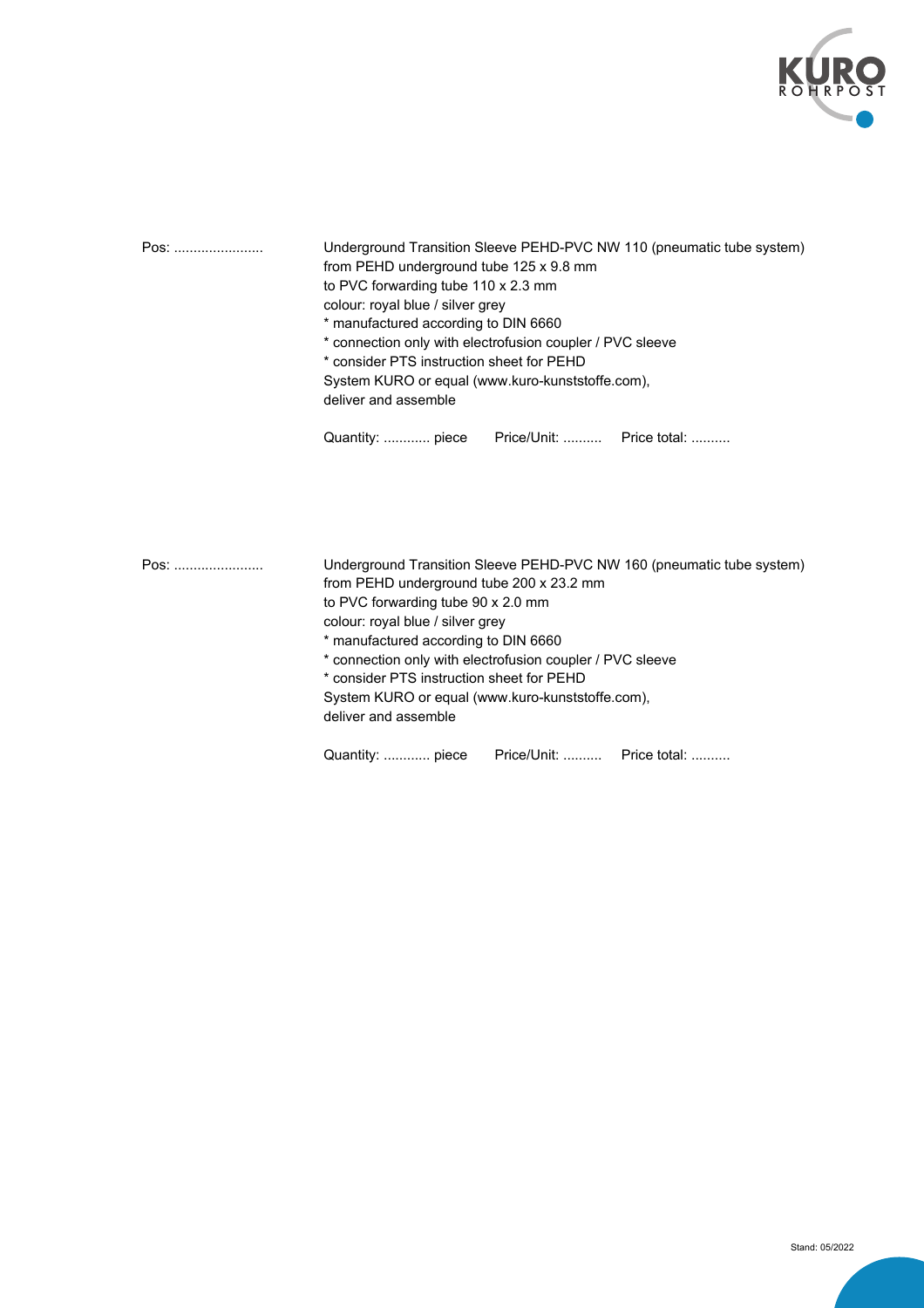Pos: .......................

Underground Transition Sleeve PEHD-PVC NW 110 (pneumatic tube system)
from PEHD underground tube 125 x 9.8 mm
to PVC forwarding tube 110 x 2.3 mm
colour: royal blue / silver grey
* manufactured according to DIN 6660
* connection only with electrofusion coupler / PVC sleeve
* consider PTS instruction sheet for PEHD
System KURO or equal (www.kuro-kunststoffe.com),
deliver and assemble

Quantity: ............ piece Price/Unit: .......... Price total: ..........

Pos: .......................

Underground Transition Sleeve PEHD-PVC NW 160 (pneumatic tube system)
from PEHD underground tube 200 x 23.2 mm
to PVC forwarding tube 90 x 2.0 mm
colour: royal blue / silver grey
* manufactured according to DIN 6660
* connection only with electrofusion coupler / PVC sleeve
* consider PTS instruction sheet for PEHD
System KURO or equal (www.kuro-kunststoffe.com),
deliver and assemble

Quantity: ............ piece Price/Unit: .......... Price total: ..........

Stand: 05/2022